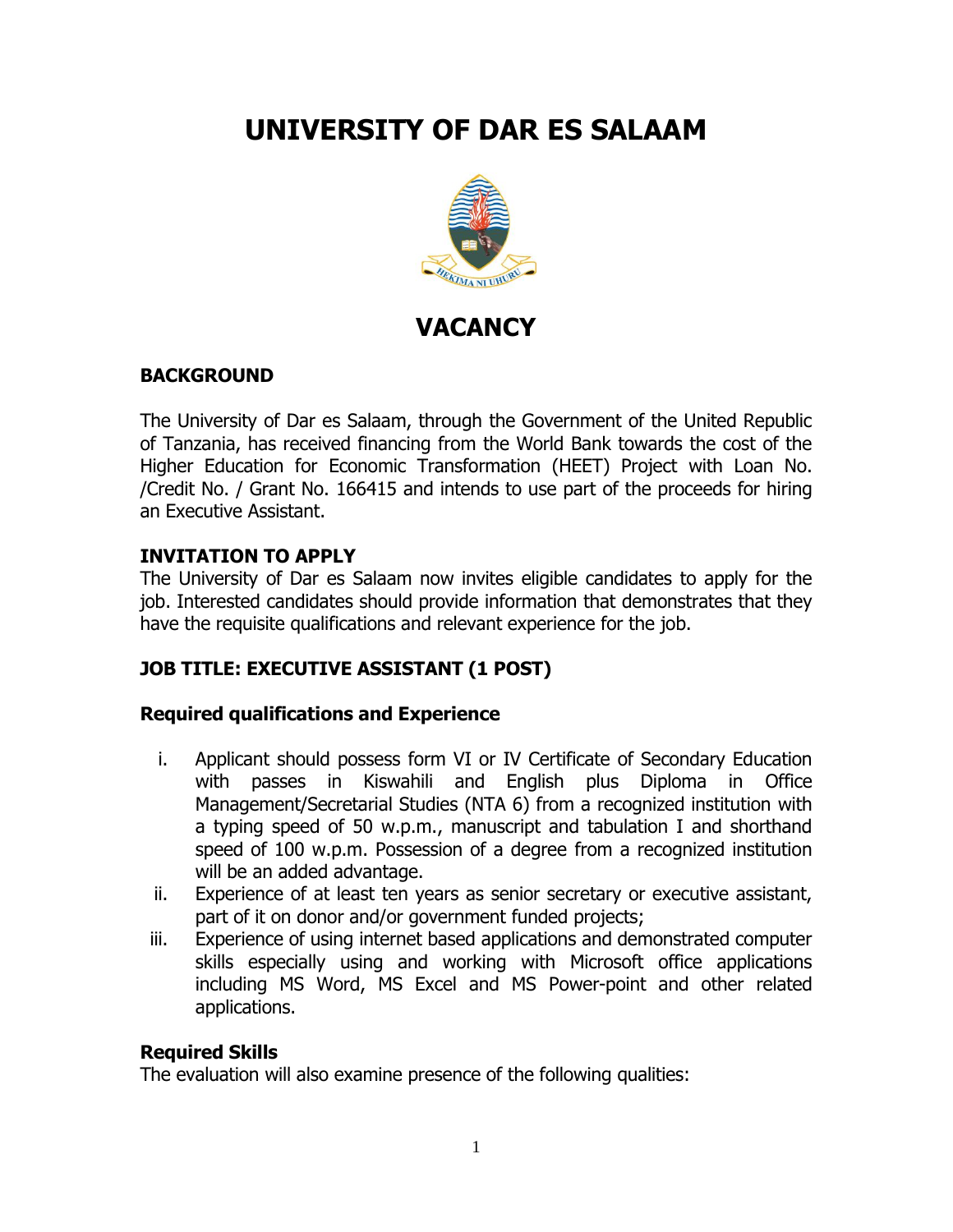# UNIVERSITY OF DAR ES SALAAM

## VACANCY

### BACKGROUND

The University of Dar es Salaam, through the Government of the United Republic of Tanzania, has received financing from the World Bank towards the cost of the Higher Education for Economic Transformation (HEET) Project with Loan No. /Credit No. / Grant No. 166415 and intends to use part of the proceeds for hiring an Executive Assistant.

### INVITATION TO APPLY

The University of Dar es Salaam now invites eligible candidates to apply for the job. Interested candidates should provide information that demonstrates that they have the requisite qualifications and relevant experience for the job.

### JOB TITLE: EXECUTIVE ASSISTANT (1 POST)

#### Required qualifications and Experience

i. Applicant should possess form VI or IV Certificate of Secondary Education with passes in Kiswahili and English plus Diploma in Office Management/Secretarial Studies (NTA 6) from a recognized institution with a typing speed of 50 w.p.m., manuscript and tabulation I and shorthand speed of 100 w.p.m. Possession of a degree from a recognized institution will be an added advantage.

ii. Experience of at least ten years as senior secretary or executive assistant, part of it on donor and/or government funded projects;

iii. Experience of using internet based applications and demonstrated computer skills especially using and working with Microsoft office applications including MS Word, MS Excel and MS Power-point and other related applications.

#### Required Skills

The evaluation will also examine presence of the following qualities: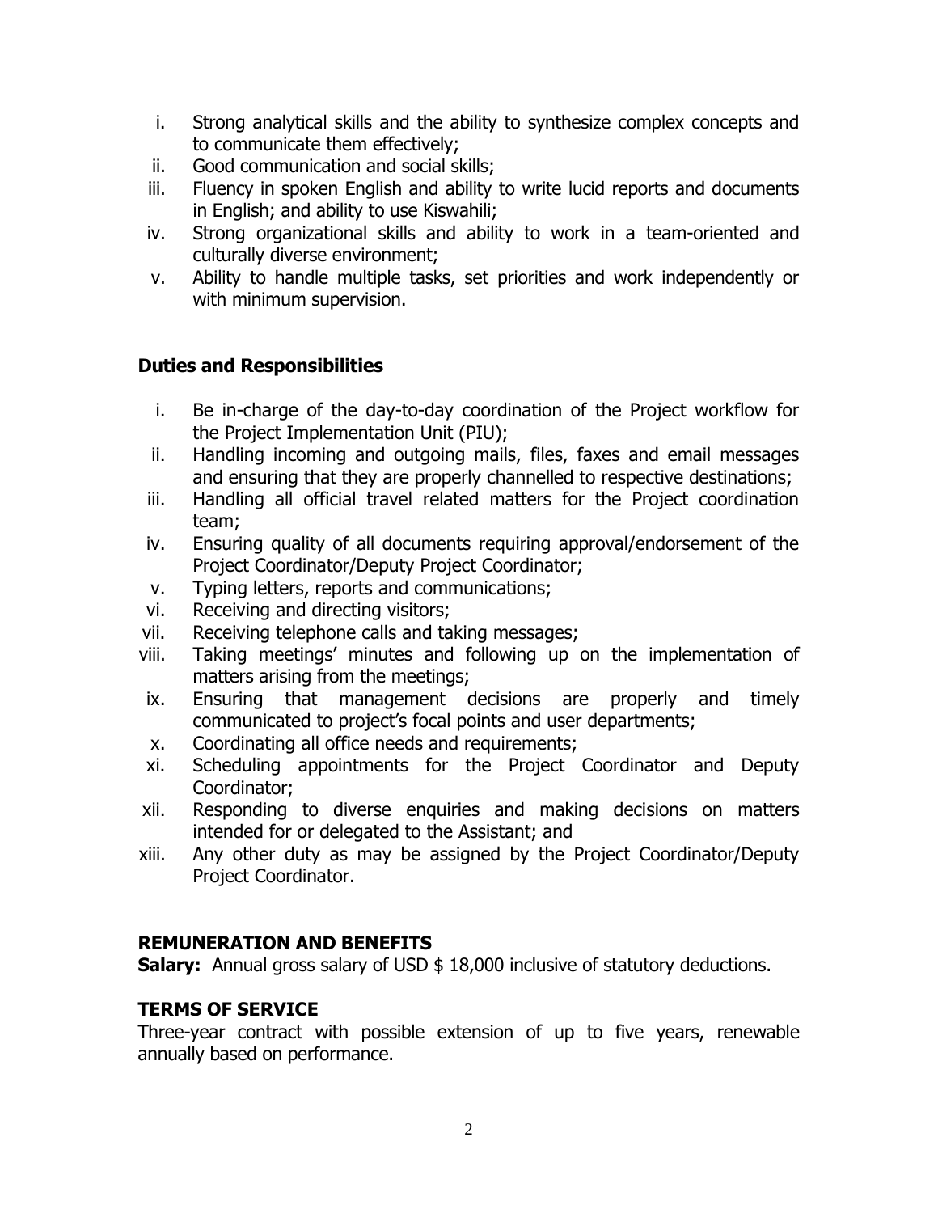i. Strong analytical skills and the ability to synthesize complex concepts and to communicate them effectively;
ii. Good communication and social skills;
iii. Fluency in spoken English and ability to write lucid reports and documents in English; and ability to use Kiswahili;
iv. Strong organizational skills and ability to work in a team-oriented and culturally diverse environment;
v. Ability to handle multiple tasks, set priorities and work independently or with minimum supervision.

### Duties and Responsibilities

i. Be in-charge of the day-to-day coordination of the Project workflow for the Project Implementation Unit (PIU);
ii. Handling incoming and outgoing mails, files, faxes and email messages and ensuring that they are properly channelled to respective destinations;
iii. Handling all official travel related matters for the Project coordination team;
iv. Ensuring quality of all documents requiring approval/endorsement of the Project Coordinator/Deputy Project Coordinator;
v. Typing letters, reports and communications;
vi. Receiving and directing visitors;
vii. Receiving telephone calls and taking messages;
viii. Taking meetings' minutes and following up on the implementation of matters arising from the meetings;
ix. Ensuring that management decisions are properly and timely communicated to project's focal points and user departments;
x. Coordinating all office needs and requirements;
xi. Scheduling appointments for the Project Coordinator and Deputy Coordinator;
xii. Responding to diverse enquiries and making decisions on matters intended for or delegated to the Assistant; and
xiii. Any other duty as may be assigned by the Project Coordinator/Deputy Project Coordinator.

### REMUNERATION AND BENEFITS

**Salary:** Annual gross salary of USD $ 18,000 inclusive of statutory deductions.

### TERMS OF SERVICE

Three-year contract with possible extension of up to five years, renewable annually based on performance.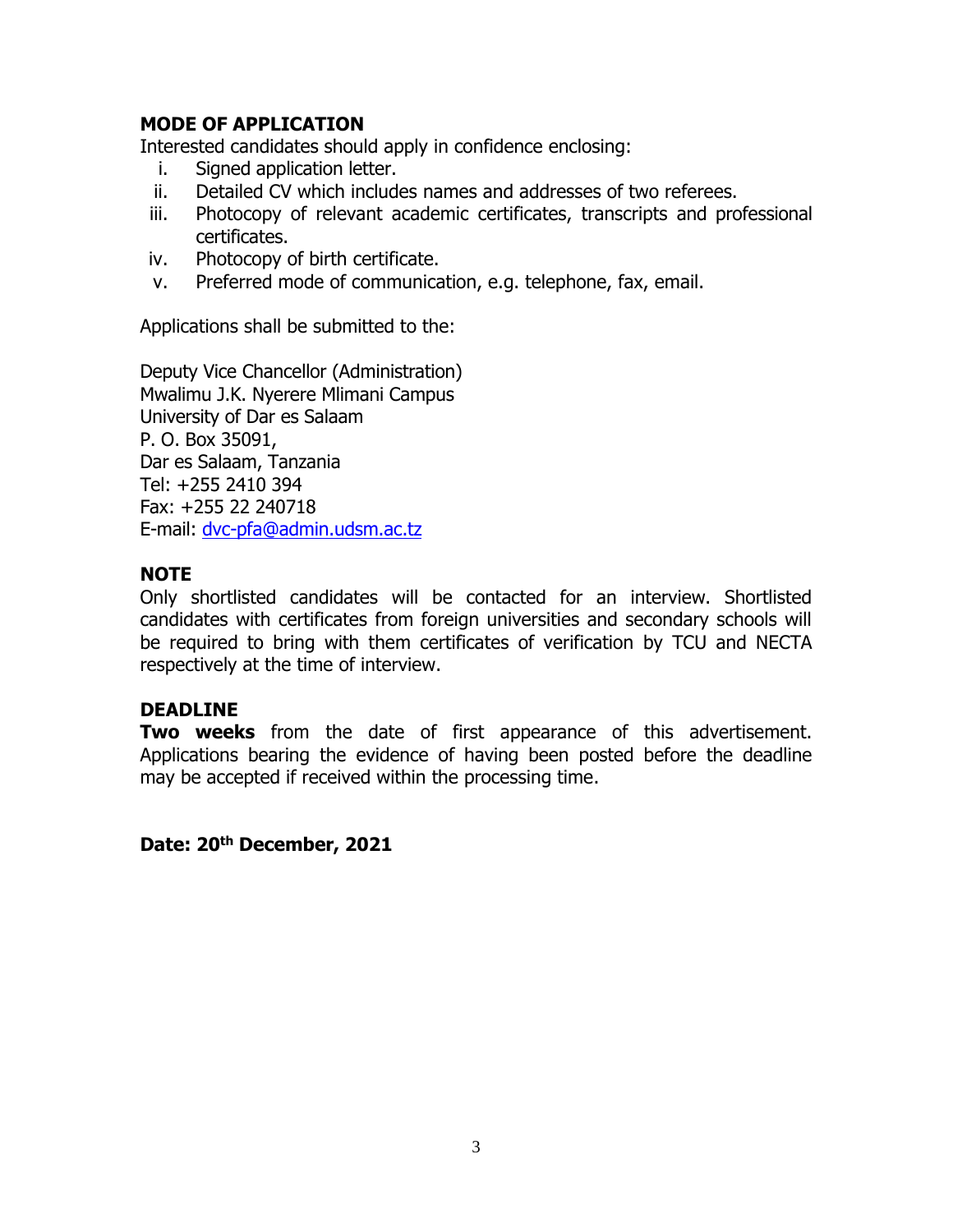**MODE OF APPLICATION**

Interested candidates should apply in confidence enclosing:

i. Signed application letter.
ii. Detailed CV which includes names and addresses of two referees.
iii. Photocopy of relevant academic certificates, transcripts and professional certificates.
iv. Photocopy of birth certificate.
v. Preferred mode of communication, e.g. telephone, fax, email.

Applications shall be submitted to the:

Deputy Vice Chancellor (Administration)
Mwalimu J.K. Nyerere Mlimani Campus
University of Dar es Salaam
P. O. Box 35091,
Dar es Salaam, Tanzania
Tel: +255 2410 394
Fax: +255 22 240718
E-mail: dvc-pfa@admin.udsm.ac.tz

**NOTE**

Only shortlisted candidates will be contacted for an interview. Shortlisted candidates with certificates from foreign universities and secondary schools will be required to bring with them certificates of verification by TCU and NECTA respectively at the time of interview.

**DEADLINE**

**Two weeks** from the date of first appearance of this advertisement. Applications bearing the evidence of having been posted before the deadline may be accepted if received within the processing time.

**Date: 20th December, 2021**